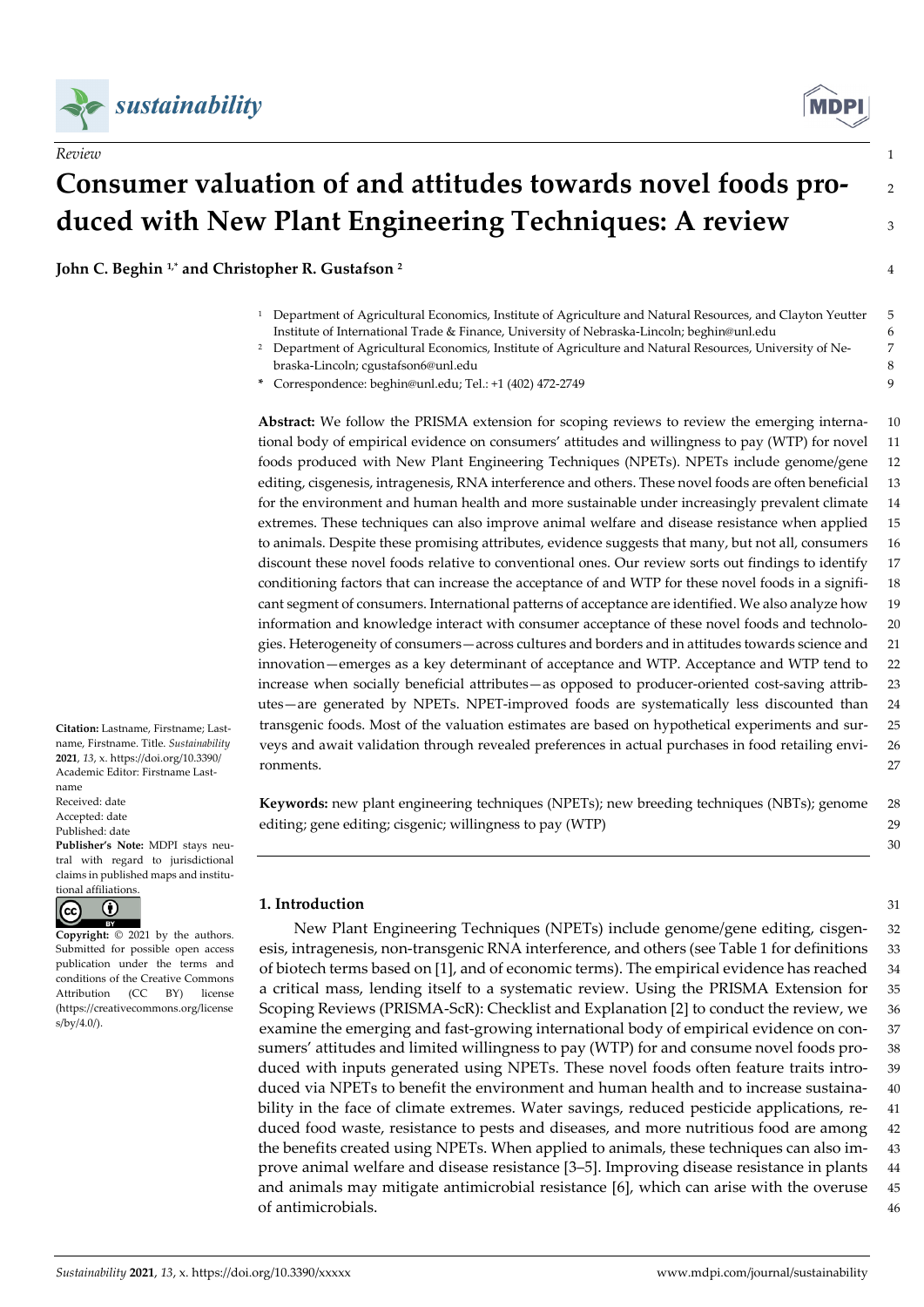*Review*

# Consumer valuation of and attitudes towards novel foods produced with New Plant Engineering Techniques: A review

**John C. Beghin [1,*] and Christopher R. Gustafson [2]**

[1] Department of Agricultural Economics, Institute of Agriculture and Natural Resources, and Clayton Yeutter Institute of International Trade & Finance, University of Nebraska-Lincoln; beghin@unl.edu

[2] Department of Agricultural Economics, Institute of Agriculture and Natural Resources, University of Nebraska-Lincoln; cgustafson6@unl.edu

\* Correspondence: beghin@unl.edu; Tel.: +1 (402) 472-2749

**Abstract:** We follow the PRISMA extension for scoping reviews to review the emerging international body of empirical evidence on consumers' attitudes and willingness to pay (WTP) for novel foods produced with New Plant Engineering Techniques (NPETs). NPETs include genome/gene editing, cisgenesis, intragenesis, RNA interference and others. These novel foods are often beneficial for the environment and human health and more sustainable under increasingly prevalent climate extremes. These techniques can also improve animal welfare and disease resistance when applied to animals. Despite these promising attributes, evidence suggests that many, but not all, consumers discount these novel foods relative to conventional ones. Our review sorts out findings to identify conditioning factors that can increase the acceptance of and WTP for these novel foods in a significant segment of consumers. International patterns of acceptance are identified. We also analyze how information and knowledge interact with consumer acceptance of these novel foods and technologies. Heterogeneity of consumers—across cultures and borders and in attitudes towards science and innovation—emerges as a key determinant of acceptance and WTP. Acceptance and WTP tend to increase when socially beneficial attributes—as opposed to producer-oriented cost-saving attributes—are generated by NPETs. NPET-improved foods are systematically less discounted than transgenic foods. Most of the valuation estimates are based on hypothetical experiments and surveys and await validation through revealed preferences in actual purchases in food retailing environments.

**Keywords:** new plant engineering techniques (NPETs); new breeding techniques (NBTs); genome editing; gene editing; cisgenic; willingness to pay (WTP)

**Citation:** Lastname, Firstname; Lastname, Firstname. Title. *Sustainability* **2021**, *13*, x. https://doi.org/10.3390/
Academic Editor: Firstname Lastname
Received: date
Accepted: date
Published: date

**Publisher's Note:** MDPI stays neutral with regard to jurisdictional claims in published maps and institutional affiliations.

**Copyright:** © 2021 by the authors. Submitted for possible open access publication under the terms and conditions of the Creative Commons Attribution (CC BY) license (https://creativecommons.org/licenses/by/4.0/).

## 1. Introduction

New Plant Engineering Techniques (NPETs) include genome/gene editing, cisgenesis, intragenesis, non-transgenic RNA interference, and others (see Table 1 for definitions of biotech terms based on [1], and of economic terms). The empirical evidence has reached a critical mass, lending itself to a systematic review. Using the PRISMA Extension for Scoping Reviews (PRISMA-ScR): Checklist and Explanation [2] to conduct the review, we examine the emerging and fast-growing international body of empirical evidence on consumers' attitudes and limited willingness to pay (WTP) for and consume novel foods produced with inputs generated using NPETs. These novel foods often feature traits introduced via NPETs to benefit the environment and human health and to increase sustainability in the face of climate extremes. Water savings, reduced pesticide applications, reduced food waste, resistance to pests and diseases, and more nutritious food are among the benefits created using NPETs. When applied to animals, these techniques can also improve animal welfare and disease resistance [3–5]. Improving disease resistance in plants and animals may mitigate antimicrobial resistance [6], which can arise with the overuse of antimicrobials.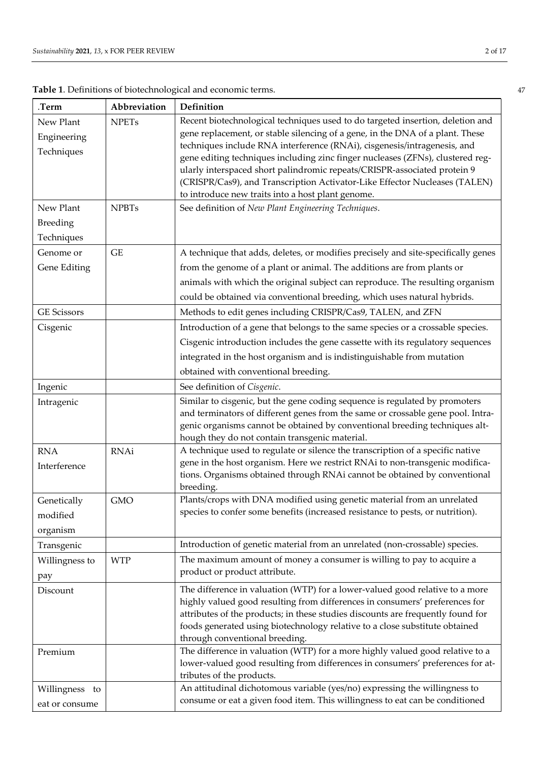**Table 1**. Definitions of biotechnological and economic terms.

| .Term | Abbreviation | Definition |
| --- | --- | --- |
| New Plant Engineering Techniques | NPETs | Recent biotechnological techniques used to do targeted insertion, deletion and gene replacement, or stable silencing of a gene, in the DNA of a plant. These techniques include RNA interference (RNAi), cisgenesis/intragenesis, and gene editing techniques including zinc finger nucleases (ZFNs), clustered regularly interspaced short palindromic repeats/CRISPR-associated protein 9 (CRISPR/Cas9), and Transcription Activator-Like Effector Nucleases (TALEN) to introduce new traits into a host plant genome. |
| New Plant Breeding Techniques | NPBTs | See definition of *New Plant Engineering Techniques*. |
| Genome or Gene Editing | GE | A technique that adds, deletes, or modifies precisely and site-specifically genes from the genome of a plant or animal. The additions are from plants or animals with which the original subject can reproduce. The resulting organism could be obtained via conventional breeding, which uses natural hybrids. |
| GE Scissors | | Methods to edit genes including CRISPR/Cas9, TALEN, and ZFN |
| Cisgenic | | Introduction of a gene that belongs to the same species or a crossable species. Cisgenic introduction includes the gene cassette with its regulatory sequences integrated in the host organism and is indistinguishable from mutation obtained with conventional breeding. |
| Ingenic | | See definition of *Cisgenic*. |
| Intragenic | | Similar to cisgenic, but the gene coding sequence is regulated by promoters and terminators of different genes from the same or crossable gene pool. Intragenic organisms cannot be obtained by conventional breeding techniques although they do not contain transgenic material. |
| RNA Interference | RNAi | A technique used to regulate or silence the transcription of a specific native gene in the host organism. Here we restrict RNAi to non-transgenic modifications. Organisms obtained through RNAi cannot be obtained by conventional breeding. |
| Genetically modified organism | GMO | Plants/crops with DNA modified using genetic material from an unrelated species to confer some benefits (increased resistance to pests, or nutrition). |
| Transgenic | | Introduction of genetic material from an unrelated (non-crossable) species. |
| Willingness to pay | WTP | The maximum amount of money a consumer is willing to pay to acquire a product or product attribute. |
| Discount | | The difference in valuation (WTP) for a lower-valued good relative to a more highly valued good resulting from differences in consumers' preferences for attributes of the products; in these studies discounts are frequently found for foods generated using biotechnology relative to a close substitute obtained through conventional breeding. |
| Premium | | The difference in valuation (WTP) for a more highly valued good relative to a lower-valued good resulting from differences in consumers' preferences for attributes of the products. |
| Willingness to eat or consume | | An attitudinal dichotomous variable (yes/no) expressing the willingness to consume or eat a given food item. This willingness to eat can be conditioned |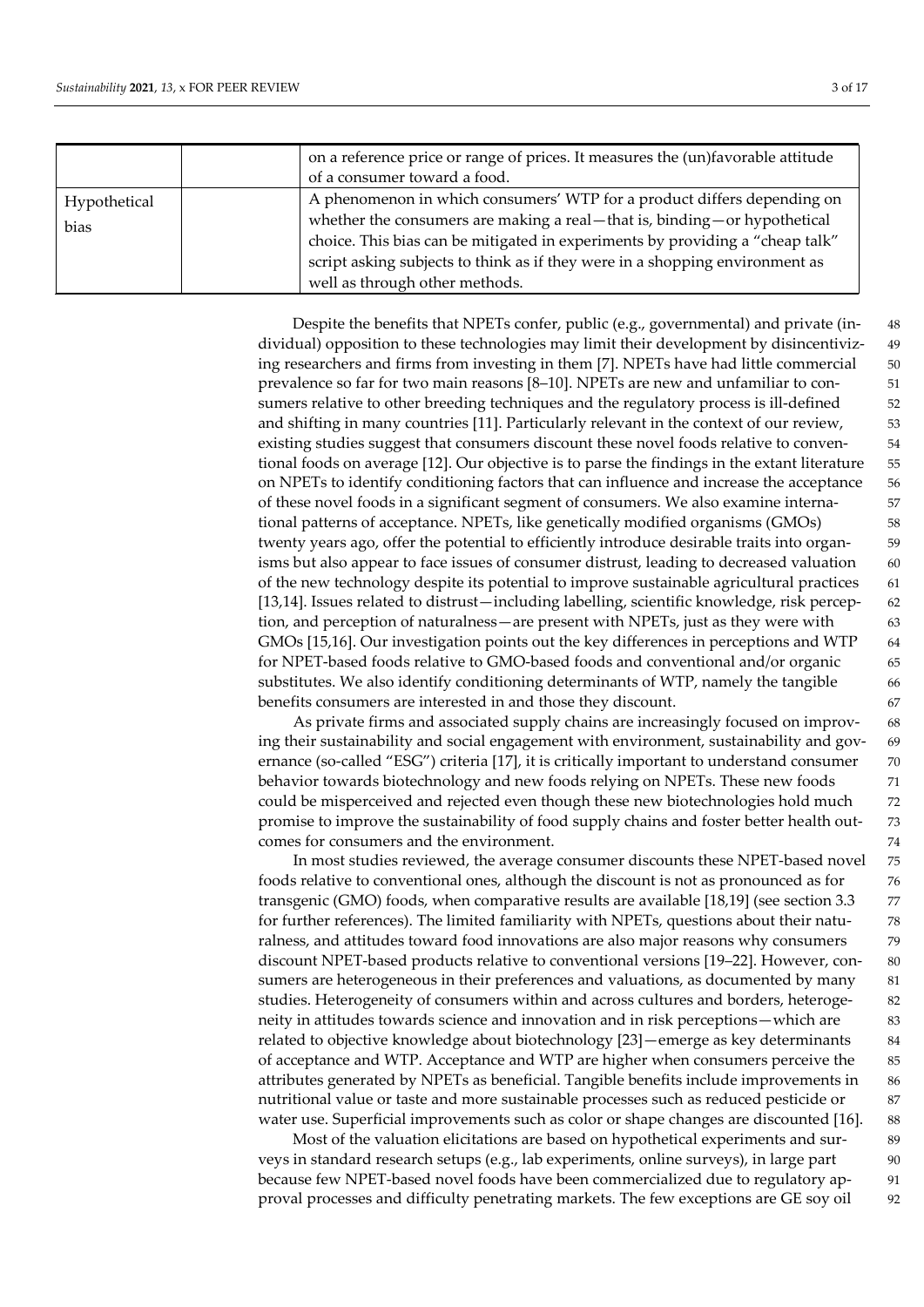| | | |
|---|---|---|
| | | on a reference price or range of prices. It measures the (un)favorable attitude of a consumer toward a food. |
| Hypothetical bias | | A phenomenon in which consumers' WTP for a product differs depending on whether the consumers are making a real—that is, binding—or hypothetical choice. This bias can be mitigated in experiments by providing a "cheap talk" script asking subjects to think as if they were in a shopping environment as well as through other methods. |

Despite the benefits that NPETs confer, public (e.g., governmental) and private (individual) opposition to these technologies may limit their development by disincentivizing researchers and firms from investing in them [7]. NPETs have had little commercial prevalence so far for two main reasons [8–10]. NPETs are new and unfamiliar to consumers relative to other breeding techniques and the regulatory process is ill-defined and shifting in many countries [11]. Particularly relevant in the context of our review, existing studies suggest that consumers discount these novel foods relative to conventional foods on average [12]. Our objective is to parse the findings in the extant literature on NPETs to identify conditioning factors that can influence and increase the acceptance of these novel foods in a significant segment of consumers. We also examine international patterns of acceptance. NPETs, like genetically modified organisms (GMOs) twenty years ago, offer the potential to efficiently introduce desirable traits into organisms but also appear to face issues of consumer distrust, leading to decreased valuation of the new technology despite its potential to improve sustainable agricultural practices [13,14]. Issues related to distrust—including labelling, scientific knowledge, risk perception, and perception of naturalness—are present with NPETs, just as they were with GMOs [15,16]. Our investigation points out the key differences in perceptions and WTP for NPET-based foods relative to GMO-based foods and conventional and/or organic substitutes. We also identify conditioning determinants of WTP, namely the tangible benefits consumers are interested in and those they discount.

As private firms and associated supply chains are increasingly focused on improving their sustainability and social engagement with environment, sustainability and governance (so-called "ESG") criteria [17], it is critically important to understand consumer behavior towards biotechnology and new foods relying on NPETs. These new foods could be misperceived and rejected even though these new biotechnologies hold much promise to improve the sustainability of food supply chains and foster better health outcomes for consumers and the environment.

In most studies reviewed, the average consumer discounts these NPET-based novel foods relative to conventional ones, although the discount is not as pronounced as for transgenic (GMO) foods, when comparative results are available [18,19] (see section 3.3 for further references). The limited familiarity with NPETs, questions about their naturalness, and attitudes toward food innovations are also major reasons why consumers discount NPET-based products relative to conventional versions [19–22]. However, consumers are heterogeneous in their preferences and valuations, as documented by many studies. Heterogeneity of consumers within and across cultures and borders, heterogeneity in attitudes towards science and innovation and in risk perceptions—which are related to objective knowledge about biotechnology [23]—emerge as key determinants of acceptance and WTP. Acceptance and WTP are higher when consumers perceive the attributes generated by NPETs as beneficial. Tangible benefits include improvements in nutritional value or taste and more sustainable processes such as reduced pesticide or water use. Superficial improvements such as color or shape changes are discounted [16].

Most of the valuation elicitations are based on hypothetical experiments and surveys in standard research setups (e.g., lab experiments, online surveys), in large part because few NPET-based novel foods have been commercialized due to regulatory approval processes and difficulty penetrating markets. The few exceptions are GE soy oil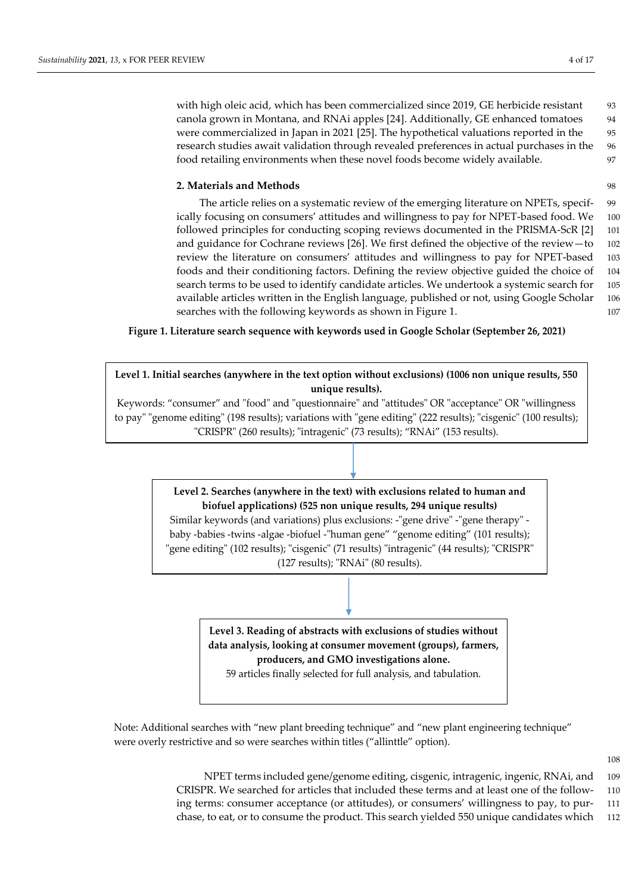with high oleic acid, which has been commercialized since 2019, GE herbicide resistant canola grown in Montana, and RNAi apples [24]. Additionally, GE enhanced tomatoes were commercialized in Japan in 2021 [25]. The hypothetical valuations reported in the research studies await validation through revealed preferences in actual purchases in the food retailing environments when these novel foods become widely available.

## 2. Materials and Methods

The article relies on a systematic review of the emerging literature on NPETs, specifically focusing on consumers' attitudes and willingness to pay for NPET-based food. We followed principles for conducting scoping reviews documented in the PRISMA-ScR [2] and guidance for Cochrane reviews [26]. We first defined the objective of the review—to review the literature on consumers' attitudes and willingness to pay for NPET-based foods and their conditioning factors. Defining the review objective guided the choice of search terms to be used to identify candidate articles. We undertook a systemic search for available articles written in the English language, published or not, using Google Scholar searches with the following keywords as shown in Figure 1.

**Figure 1. Literature search sequence with keywords used in Google Scholar (September 26, 2021)**

**Level 1. Initial searches (anywhere in the text option without exclusions) (1006 non unique results, 550 unique results).**
Keywords: "consumer" and "food" and "questionnaire" and "attitudes" OR "acceptance" OR "willingness to pay" "genome editing" (198 results); variations with "gene editing" (222 results); "cisgenic" (100 results); "CRISPR" (260 results); "intragenic" (73 results); "RNAi" (153 results).

**Level 2. Searches (anywhere in the text) with exclusions related to human and biofuel applications) (525 non unique results, 294 unique results)**
Similar keywords (and variations) plus exclusions: -"gene drive" -"gene therapy" -baby -babies -twins -algae -biofuel -"human gene" "genome editing" (101 results); "gene editing" (102 results); "cisgenic" (71 results) "intragenic" (44 results); "CRISPR" (127 results); "RNAi" (80 results).

**Level 3. Reading of abstracts with exclusions of studies without data analysis, looking at consumer movement (groups), farmers, producers, and GMO investigations alone.**
59 articles finally selected for full analysis, and tabulation.

Note: Additional searches with "new plant breeding technique" and "new plant engineering technique" were overly restrictive and so were searches within titles ("allintlle" option).

NPET terms included gene/genome editing, cisgenic, intragenic, ingenic, RNAi, and CRISPR. We searched for articles that included these terms and at least one of the following terms: consumer acceptance (or attitudes), or consumers' willingness to pay, to purchase, to eat, or to consume the product. This search yielded 550 unique candidates which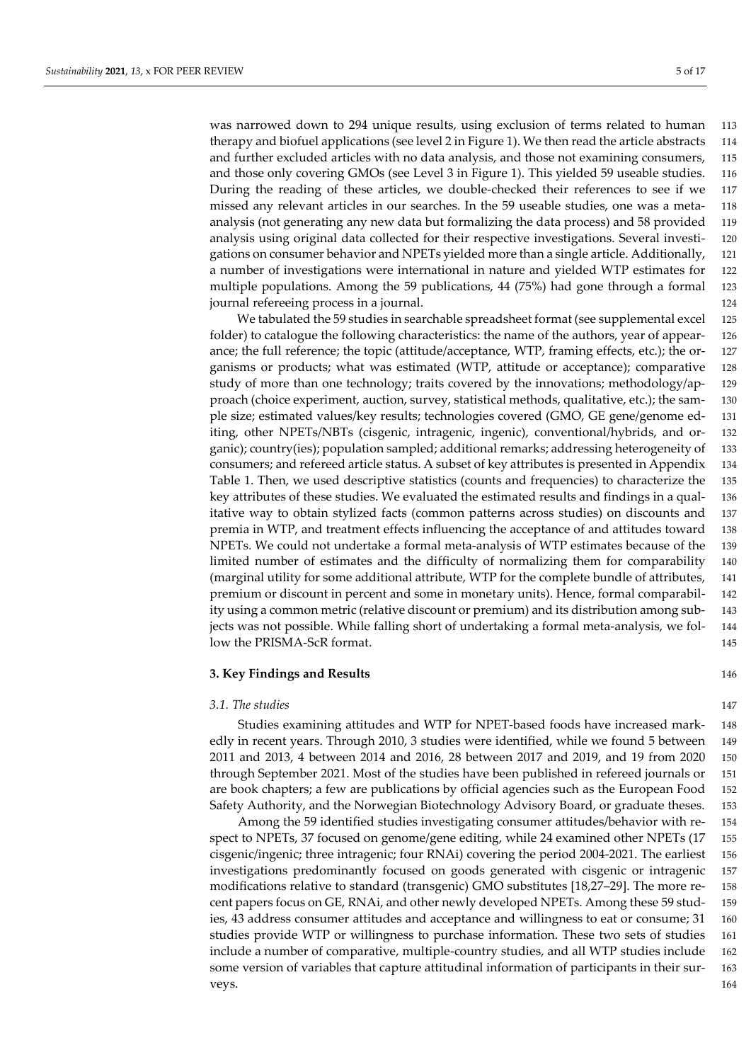was narrowed down to 294 unique results, using exclusion of terms related to human therapy and biofuel applications (see level 2 in Figure 1). We then read the article abstracts and further excluded articles with no data analysis, and those not examining consumers, and those only covering GMOs (see Level 3 in Figure 1). This yielded 59 useable studies. During the reading of these articles, we double-checked their references to see if we missed any relevant articles in our searches. In the 59 useable studies, one was a meta-analysis (not generating any new data but formalizing the data process) and 58 provided analysis using original data collected for their respective investigations. Several investigations on consumer behavior and NPETs yielded more than a single article. Additionally, a number of investigations were international in nature and yielded WTP estimates for multiple populations. Among the 59 publications, 44 (75%) had gone through a formal journal refereeing process in a journal.

We tabulated the 59 studies in searchable spreadsheet format (see supplemental excel folder) to catalogue the following characteristics: the name of the authors, year of appearance; the full reference; the topic (attitude/acceptance, WTP, framing effects, etc.); the organisms or products; what was estimated (WTP, attitude or acceptance); comparative study of more than one technology; traits covered by the innovations; methodology/approach (choice experiment, auction, survey, statistical methods, qualitative, etc.); the sample size; estimated values/key results; technologies covered (GMO, GE gene/genome editing, other NPETs/NBTs (cisgenic, intragenic, ingenic), conventional/hybrids, and organic); country(ies); population sampled; additional remarks; addressing heterogeneity of consumers; and refereed article status. A subset of key attributes is presented in Appendix Table 1. Then, we used descriptive statistics (counts and frequencies) to characterize the key attributes of these studies. We evaluated the estimated results and findings in a qualitative way to obtain stylized facts (common patterns across studies) on discounts and premia in WTP, and treatment effects influencing the acceptance of and attitudes toward NPETs. We could not undertake a formal meta-analysis of WTP estimates because of the limited number of estimates and the difficulty of normalizing them for comparability (marginal utility for some additional attribute, WTP for the complete bundle of attributes, premium or discount in percent and some in monetary units). Hence, formal comparability using a common metric (relative discount or premium) and its distribution among subjects was not possible. While falling short of undertaking a formal meta-analysis, we follow the PRISMA-ScR format.

## 3. Key Findings and Results

### *3.1. The studies*

Studies examining attitudes and WTP for NPET-based foods have increased markedly in recent years. Through 2010, 3 studies were identified, while we found 5 between 2011 and 2013, 4 between 2014 and 2016, 28 between 2017 and 2019, and 19 from 2020 through September 2021. Most of the studies have been published in refereed journals or are book chapters; a few are publications by official agencies such as the European Food Safety Authority, and the Norwegian Biotechnology Advisory Board, or graduate theses.

Among the 59 identified studies investigating consumer attitudes/behavior with respect to NPETs, 37 focused on genome/gene editing, while 24 examined other NPETs (17 cisgenic/ingenic; three intragenic; four RNAi) covering the period 2004-2021. The earliest investigations predominantly focused on goods generated with cisgenic or intragenic modifications relative to standard (transgenic) GMO substitutes [18,27–29]. The more recent papers focus on GE, RNAi, and other newly developed NPETs. Among these 59 studies, 43 address consumer attitudes and acceptance and willingness to eat or consume; 31 studies provide WTP or willingness to purchase information. These two sets of studies include a number of comparative, multiple-country studies, and all WTP studies include some version of variables that capture attitudinal information of participants in their surveys.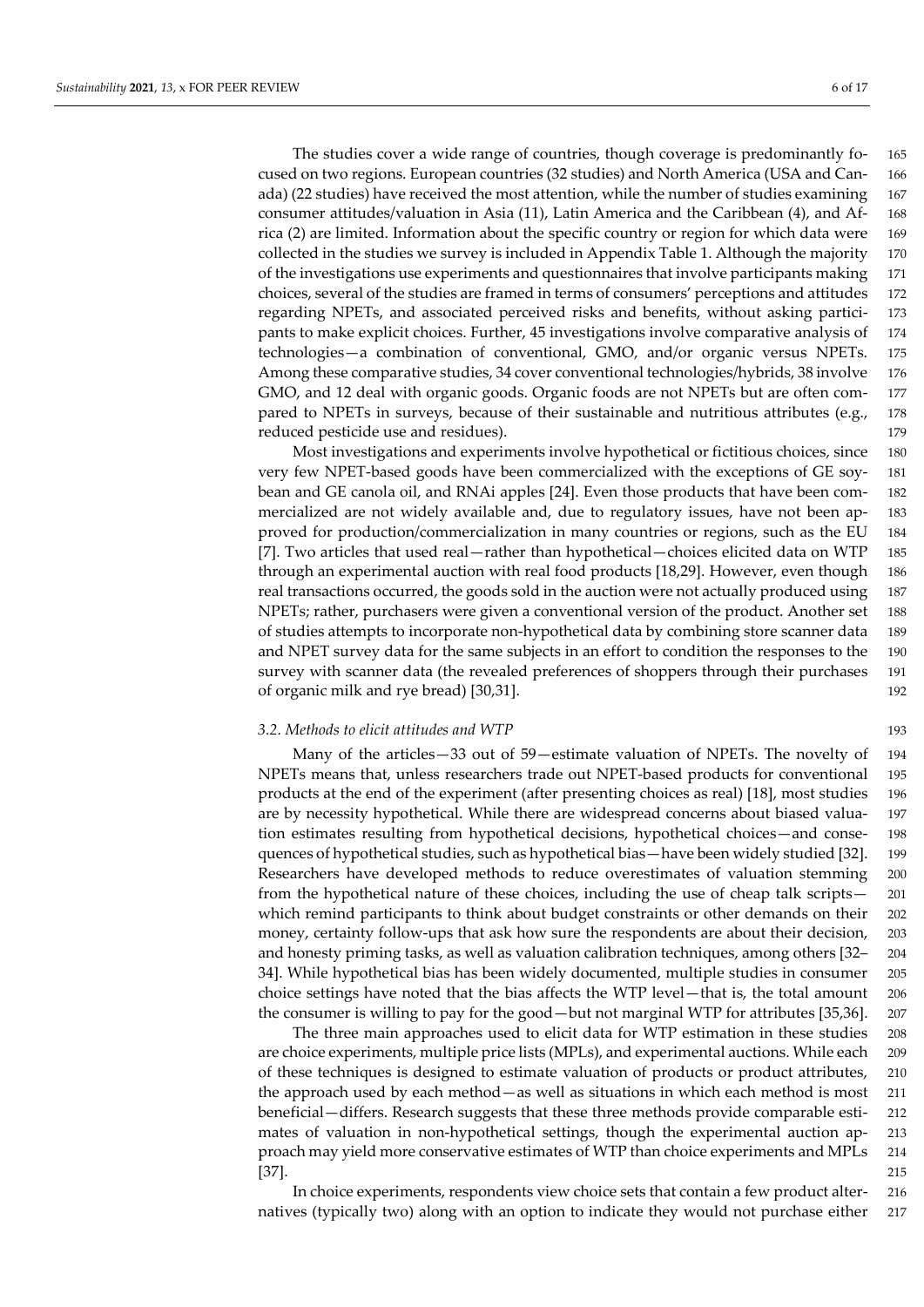The studies cover a wide range of countries, though coverage is predominantly focused on two regions. European countries (32 studies) and North America (USA and Canada) (22 studies) have received the most attention, while the number of studies examining consumer attitudes/valuation in Asia (11), Latin America and the Caribbean (4), and Africa (2) are limited. Information about the specific country or region for which data were collected in the studies we survey is included in Appendix Table 1. Although the majority of the investigations use experiments and questionnaires that involve participants making choices, several of the studies are framed in terms of consumers' perceptions and attitudes regarding NPETs, and associated perceived risks and benefits, without asking participants to make explicit choices. Further, 45 investigations involve comparative analysis of technologies—a combination of conventional, GMO, and/or organic versus NPETs. Among these comparative studies, 34 cover conventional technologies/hybrids, 38 involve GMO, and 12 deal with organic goods. Organic foods are not NPETs but are often compared to NPETs in surveys, because of their sustainable and nutritious attributes (e.g., reduced pesticide use and residues).

Most investigations and experiments involve hypothetical or fictitious choices, since very few NPET-based goods have been commercialized with the exceptions of GE soybean and GE canola oil, and RNAi apples [24]. Even those products that have been commercialized are not widely available and, due to regulatory issues, have not been approved for production/commercialization in many countries or regions, such as the EU [7]. Two articles that used real—rather than hypothetical—choices elicited data on WTP through an experimental auction with real food products [18,29]. However, even though real transactions occurred, the goods sold in the auction were not actually produced using NPETs; rather, purchasers were given a conventional version of the product. Another set of studies attempts to incorporate non-hypothetical data by combining store scanner data and NPET survey data for the same subjects in an effort to condition the responses to the survey with scanner data (the revealed preferences of shoppers through their purchases of organic milk and rye bread) [30,31].

### 3.2. Methods to elicit attitudes and WTP

Many of the articles—33 out of 59—estimate valuation of NPETs. The novelty of NPETs means that, unless researchers trade out NPET-based products for conventional products at the end of the experiment (after presenting choices as real) [18], most studies are by necessity hypothetical. While there are widespread concerns about biased valuation estimates resulting from hypothetical decisions, hypothetical choices—and consequences of hypothetical studies, such as hypothetical bias—have been widely studied [32]. Researchers have developed methods to reduce overestimates of valuation stemming from the hypothetical nature of these choices, including the use of cheap talk scripts—which remind participants to think about budget constraints or other demands on their money, certainty follow-ups that ask how sure the respondents are about their decision, and honesty priming tasks, as well as valuation calibration techniques, among others [32–34]. While hypothetical bias has been widely documented, multiple studies in consumer choice settings have noted that the bias affects the WTP level—that is, the total amount the consumer is willing to pay for the good—but not marginal WTP for attributes [35,36].

The three main approaches used to elicit data for WTP estimation in these studies are choice experiments, multiple price lists (MPLs), and experimental auctions. While each of these techniques is designed to estimate valuation of products or product attributes, the approach used by each method—as well as situations in which each method is most beneficial—differs. Research suggests that these three methods provide comparable estimates of valuation in non-hypothetical settings, though the experimental auction approach may yield more conservative estimates of WTP than choice experiments and MPLs [37].

In choice experiments, respondents view choice sets that contain a few product alternatives (typically two) along with an option to indicate they would not purchase either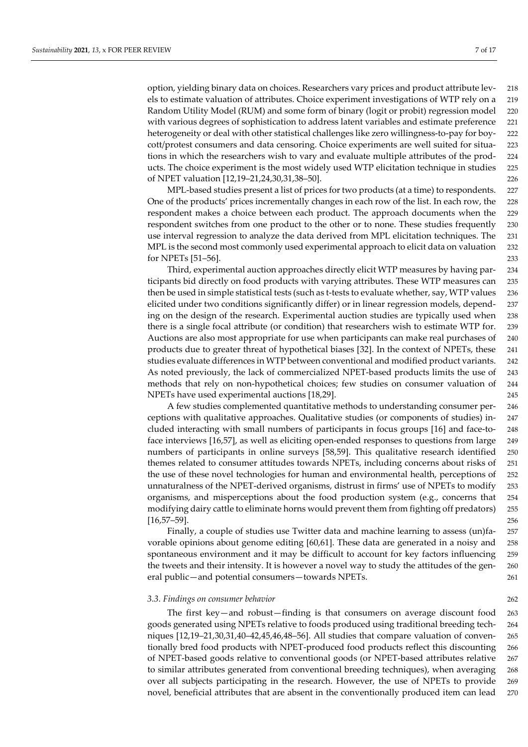option, yielding binary data on choices. Researchers vary prices and product attribute levels to estimate valuation of attributes. Choice experiment investigations of WTP rely on a Random Utility Model (RUM) and some form of binary (logit or probit) regression model with various degrees of sophistication to address latent variables and estimate preference heterogeneity or deal with other statistical challenges like zero willingness-to-pay for boycott/protest consumers and data censoring. Choice experiments are well suited for situations in which the researchers wish to vary and evaluate multiple attributes of the products. The choice experiment is the most widely used WTP elicitation technique in studies of NPET valuation [12,19–21,24,30,31,38–50].

MPL-based studies present a list of prices for two products (at a time) to respondents. One of the products' prices incrementally changes in each row of the list. In each row, the respondent makes a choice between each product. The approach documents when the respondent switches from one product to the other or to none. These studies frequently use interval regression to analyze the data derived from MPL elicitation techniques. The MPL is the second most commonly used experimental approach to elicit data on valuation for NPETs [51–56].

Third, experimental auction approaches directly elicit WTP measures by having participants bid directly on food products with varying attributes. These WTP measures can then be used in simple statistical tests (such as t-tests to evaluate whether, say, WTP values elicited under two conditions significantly differ) or in linear regression models, depending on the design of the research. Experimental auction studies are typically used when there is a single focal attribute (or condition) that researchers wish to estimate WTP for. Auctions are also most appropriate for use when participants can make real purchases of products due to greater threat of hypothetical biases [32]. In the context of NPETs, these studies evaluate differences in WTP between conventional and modified product variants. As noted previously, the lack of commercialized NPET-based products limits the use of methods that rely on non-hypothetical choices; few studies on consumer valuation of NPETs have used experimental auctions [18,29].

A few studies complemented quantitative methods to understanding consumer perceptions with qualitative approaches. Qualitative studies (or components of studies) included interacting with small numbers of participants in focus groups [16] and face-to-face interviews [16,57], as well as eliciting open-ended responses to questions from large numbers of participants in online surveys [58,59]. This qualitative research identified themes related to consumer attitudes towards NPETs, including concerns about risks of the use of these novel technologies for human and environmental health, perceptions of unnaturalness of the NPET-derived organisms, distrust in firms' use of NPETs to modify organisms, and misperceptions about the food production system (e.g., concerns that modifying dairy cattle to eliminate horns would prevent them from fighting off predators) [16,57–59].

Finally, a couple of studies use Twitter data and machine learning to assess (un)favorable opinions about genome editing [60,61]. These data are generated in a noisy and spontaneous environment and it may be difficult to account for key factors influencing the tweets and their intensity. It is however a novel way to study the attitudes of the general public—and potential consumers—towards NPETs.

### *3.3. Findings on consumer behavior*

The first key—and robust—finding is that consumers on average discount food goods generated using NPETs relative to foods produced using traditional breeding techniques [12,19–21,30,31,40–42,45,46,48–56]. All studies that compare valuation of conventionally bred food products with NPET-produced food products reflect this discounting of NPET-based goods relative to conventional goods (or NPET-based attributes relative to similar attributes generated from conventional breeding techniques), when averaging over all subjects participating in the research. However, the use of NPETs to provide novel, beneficial attributes that are absent in the conventionally produced item can lead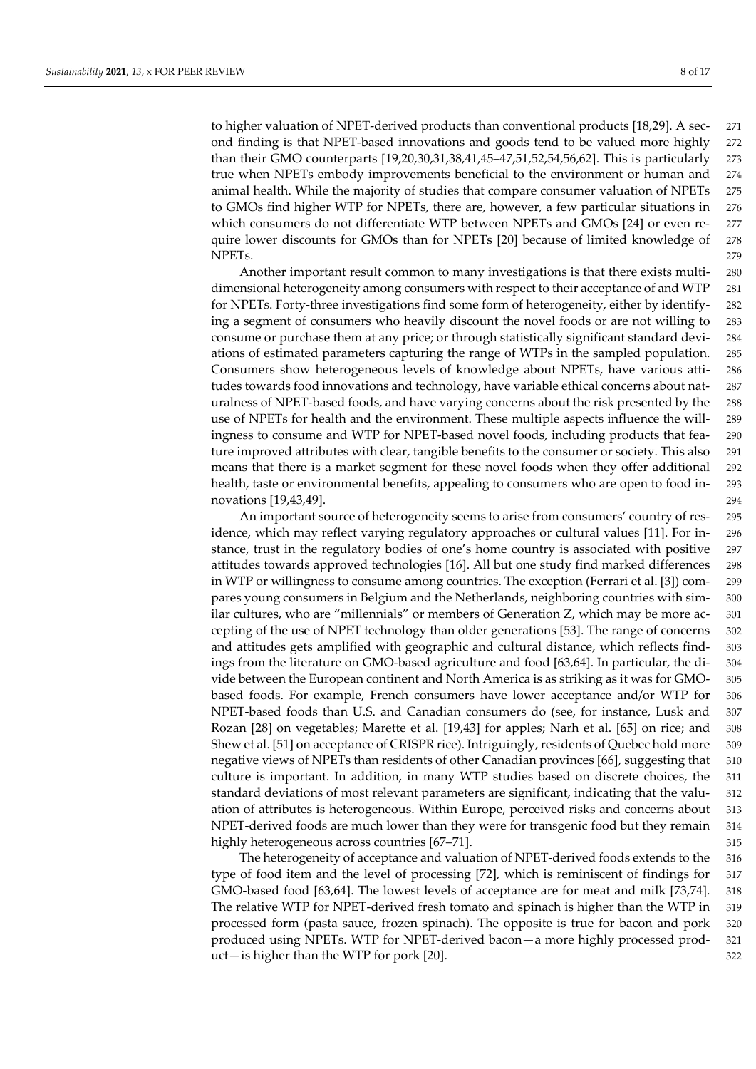to higher valuation of NPET-derived products than conventional products [18,29]. A second finding is that NPET-based innovations and goods tend to be valued more highly than their GMO counterparts [19,20,30,31,38,41,45–47,51,52,54,56,62]. This is particularly true when NPETs embody improvements beneficial to the environment or human and animal health. While the majority of studies that compare consumer valuation of NPETs to GMOs find higher WTP for NPETs, there are, however, a few particular situations in which consumers do not differentiate WTP between NPETs and GMOs [24] or even require lower discounts for GMOs than for NPETs [20] because of limited knowledge of NPETs.

Another important result common to many investigations is that there exists multidimensional heterogeneity among consumers with respect to their acceptance of and WTP for NPETs. Forty-three investigations find some form of heterogeneity, either by identifying a segment of consumers who heavily discount the novel foods or are not willing to consume or purchase them at any price; or through statistically significant standard deviations of estimated parameters capturing the range of WTPs in the sampled population. Consumers show heterogeneous levels of knowledge about NPETs, have various attitudes towards food innovations and technology, have variable ethical concerns about naturalness of NPET-based foods, and have varying concerns about the risk presented by the use of NPETs for health and the environment. These multiple aspects influence the willingness to consume and WTP for NPET-based novel foods, including products that feature improved attributes with clear, tangible benefits to the consumer or society. This also means that there is a market segment for these novel foods when they offer additional health, taste or environmental benefits, appealing to consumers who are open to food innovations [19,43,49].

An important source of heterogeneity seems to arise from consumers' country of residence, which may reflect varying regulatory approaches or cultural values [11]. For instance, trust in the regulatory bodies of one's home country is associated with positive attitudes towards approved technologies [16]. All but one study find marked differences in WTP or willingness to consume among countries. The exception (Ferrari et al. [3]) compares young consumers in Belgium and the Netherlands, neighboring countries with similar cultures, who are "millennials" or members of Generation Z, which may be more accepting of the use of NPET technology than older generations [53]. The range of concerns and attitudes gets amplified with geographic and cultural distance, which reflects findings from the literature on GMO-based agriculture and food [63,64]. In particular, the divide between the European continent and North America is as striking as it was for GMO-based foods. For example, French consumers have lower acceptance and/or WTP for NPET-based foods than U.S. and Canadian consumers do (see, for instance, Lusk and Rozan [28] on vegetables; Marette et al. [19,43] for apples; Narh et al. [65] on rice; and Shew et al. [51] on acceptance of CRISPR rice). Intriguingly, residents of Quebec hold more negative views of NPETs than residents of other Canadian provinces [66], suggesting that culture is important. In addition, in many WTP studies based on discrete choices, the standard deviations of most relevant parameters are significant, indicating that the valuation of attributes is heterogeneous. Within Europe, perceived risks and concerns about NPET-derived foods are much lower than they were for transgenic food but they remain highly heterogeneous across countries [67–71].

The heterogeneity of acceptance and valuation of NPET-derived foods extends to the type of food item and the level of processing [72], which is reminiscent of findings for GMO-based food [63,64]. The lowest levels of acceptance are for meat and milk [73,74]. The relative WTP for NPET-derived fresh tomato and spinach is higher than the WTP in processed form (pasta sauce, frozen spinach). The opposite is true for bacon and pork produced using NPETs. WTP for NPET-derived bacon—a more highly processed product—is higher than the WTP for pork [20].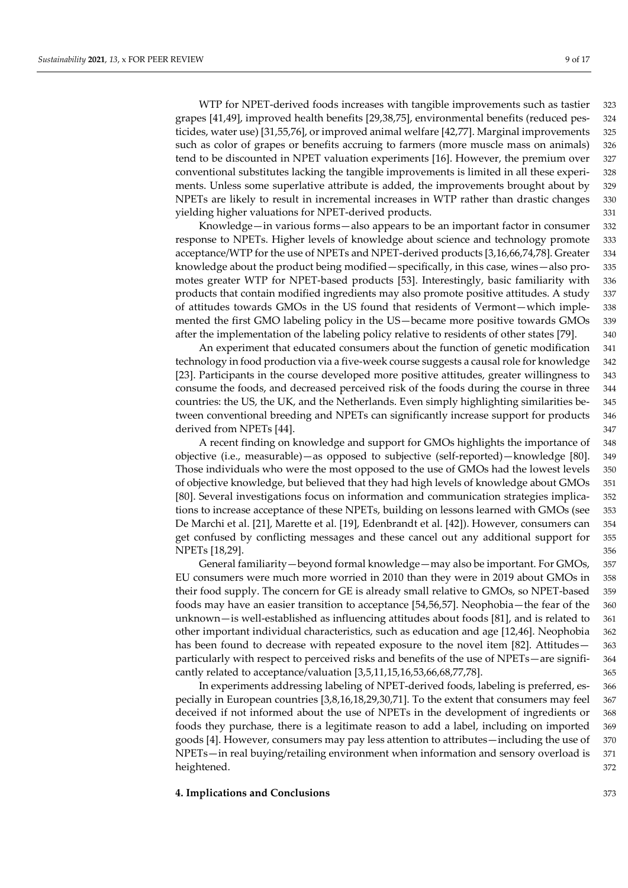WTP for NPET-derived foods increases with tangible improvements such as tastier grapes [41,49], improved health benefits [29,38,75], environmental benefits (reduced pesticides, water use) [31,55,76], or improved animal welfare [42,77]. Marginal improvements such as color of grapes or benefits accruing to farmers (more muscle mass on animals) tend to be discounted in NPET valuation experiments [16]. However, the premium over conventional substitutes lacking the tangible improvements is limited in all these experiments. Unless some superlative attribute is added, the improvements brought about by NPETs are likely to result in incremental increases in WTP rather than drastic changes yielding higher valuations for NPET-derived products.

Knowledge—in various forms—also appears to be an important factor in consumer response to NPETs. Higher levels of knowledge about science and technology promote acceptance/WTP for the use of NPETs and NPET-derived products [3,16,66,74,78]. Greater knowledge about the product being modified—specifically, in this case, wines—also promotes greater WTP for NPET-based products [53]. Interestingly, basic familiarity with products that contain modified ingredients may also promote positive attitudes. A study of attitudes towards GMOs in the US found that residents of Vermont—which implemented the first GMO labeling policy in the US—became more positive towards GMOs after the implementation of the labeling policy relative to residents of other states [79].

An experiment that educated consumers about the function of genetic modification technology in food production via a five-week course suggests a causal role for knowledge [23]. Participants in the course developed more positive attitudes, greater willingness to consume the foods, and decreased perceived risk of the foods during the course in three countries: the US, the UK, and the Netherlands. Even simply highlighting similarities between conventional breeding and NPETs can significantly increase support for products derived from NPETs [44].

A recent finding on knowledge and support for GMOs highlights the importance of objective (i.e., measurable)—as opposed to subjective (self-reported)—knowledge [80]. Those individuals who were the most opposed to the use of GMOs had the lowest levels of objective knowledge, but believed that they had high levels of knowledge about GMOs [80]. Several investigations focus on information and communication strategies implications to increase acceptance of these NPETs, building on lessons learned with GMOs (see De Marchi et al. [21], Marette et al. [19], Edenbrandt et al. [42]). However, consumers can get confused by conflicting messages and these cancel out any additional support for NPETs [18,29].

General familiarity—beyond formal knowledge—may also be important. For GMOs, EU consumers were much more worried in 2010 than they were in 2019 about GMOs in their food supply. The concern for GE is already small relative to GMOs, so NPET-based foods may have an easier transition to acceptance [54,56,57]. Neophobia—the fear of the unknown—is well-established as influencing attitudes about foods [81], and is related to other important individual characteristics, such as education and age [12,46]. Neophobia has been found to decrease with repeated exposure to the novel item [82]. Attitudes—particularly with respect to perceived risks and benefits of the use of NPETs—are significantly related to acceptance/valuation [3,5,11,15,16,53,66,68,77,78].

In experiments addressing labeling of NPET-derived foods, labeling is preferred, especially in European countries [3,8,16,18,29,30,71]. To the extent that consumers may feel deceived if not informed about the use of NPETs in the development of ingredients or foods they purchase, there is a legitimate reason to add a label, including on imported goods [4]. However, consumers may pay less attention to attributes—including the use of NPETs—in real buying/retailing environment when information and sensory overload is heightened.

## 4. Implications and Conclusions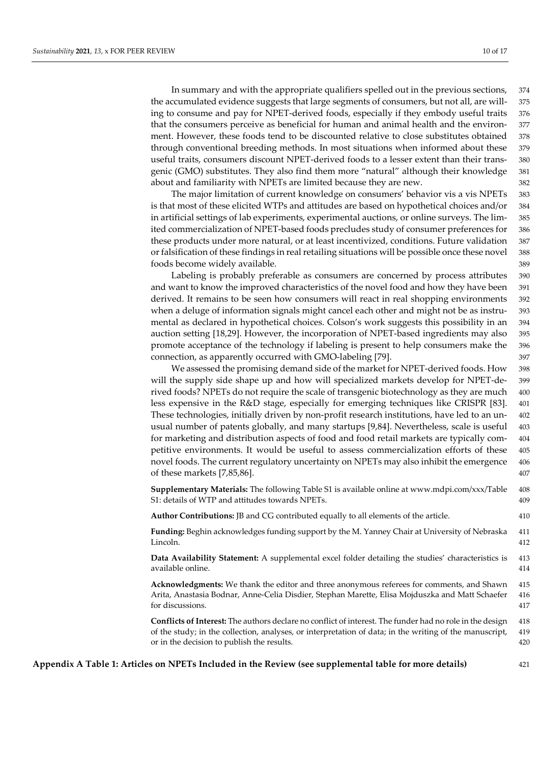In summary and with the appropriate qualifiers spelled out in the previous sections, the accumulated evidence suggests that large segments of consumers, but not all, are willing to consume and pay for NPET-derived foods, especially if they embody useful traits that the consumers perceive as beneficial for human and animal health and the environment. However, these foods tend to be discounted relative to close substitutes obtained through conventional breeding methods. In most situations when informed about these useful traits, consumers discount NPET-derived foods to a lesser extent than their transgenic (GMO) substitutes. They also find them more "natural" although their knowledge about and familiarity with NPETs are limited because they are new.

The major limitation of current knowledge on consumers' behavior vis a vis NPETs is that most of these elicited WTPs and attitudes are based on hypothetical choices and/or in artificial settings of lab experiments, experimental auctions, or online surveys. The limited commercialization of NPET-based foods precludes study of consumer preferences for these products under more natural, or at least incentivized, conditions. Future validation or falsification of these findings in real retailing situations will be possible once these novel foods become widely available.

Labeling is probably preferable as consumers are concerned by process attributes and want to know the improved characteristics of the novel food and how they have been derived. It remains to be seen how consumers will react in real shopping environments when a deluge of information signals might cancel each other and might not be as instrumental as declared in hypothetical choices. Colson's work suggests this possibility in an auction setting [18,29]. However, the incorporation of NPET-based ingredients may also promote acceptance of the technology if labeling is present to help consumers make the connection, as apparently occurred with GMO-labeling [79].

We assessed the promising demand side of the market for NPET-derived foods. How will the supply side shape up and how will specialized markets develop for NPET-derived foods? NPETs do not require the scale of transgenic biotechnology as they are much less expensive in the R&D stage, especially for emerging techniques like CRISPR [83]. These technologies, initially driven by non-profit research institutions, have led to an unusual number of patents globally, and many startups [9,84]. Nevertheless, scale is useful for marketing and distribution aspects of food and food retail markets are typically competitive environments. It would be useful to assess commercialization efforts of these novel foods. The current regulatory uncertainty on NPETs may also inhibit the emergence of these markets [7,85,86].

**Supplementary Materials:** The following Table S1 is available online at www.mdpi.com/xxx/Table S1: details of WTP and attitudes towards NPETs.

**Author Contributions:** JB and CG contributed equally to all elements of the article.

**Funding:** Beghin acknowledges funding support by the M. Yanney Chair at University of Nebraska Lincoln.

**Data Availability Statement:** A supplemental excel folder detailing the studies' characteristics is available online.

**Acknowledgments:** We thank the editor and three anonymous referees for comments, and Shawn Arita, Anastasia Bodnar, Anne-Celia Disdier, Stephan Marette, Elisa Mojduszka and Matt Schaefer for discussions.

**Conflicts of Interest:** The authors declare no conflict of interest. The funder had no role in the design of the study; in the collection, analyses, or interpretation of data; in the writing of the manuscript, or in the decision to publish the results.

**Appendix A Table 1: Articles on NPETs Included in the Review (see supplemental table for more details)**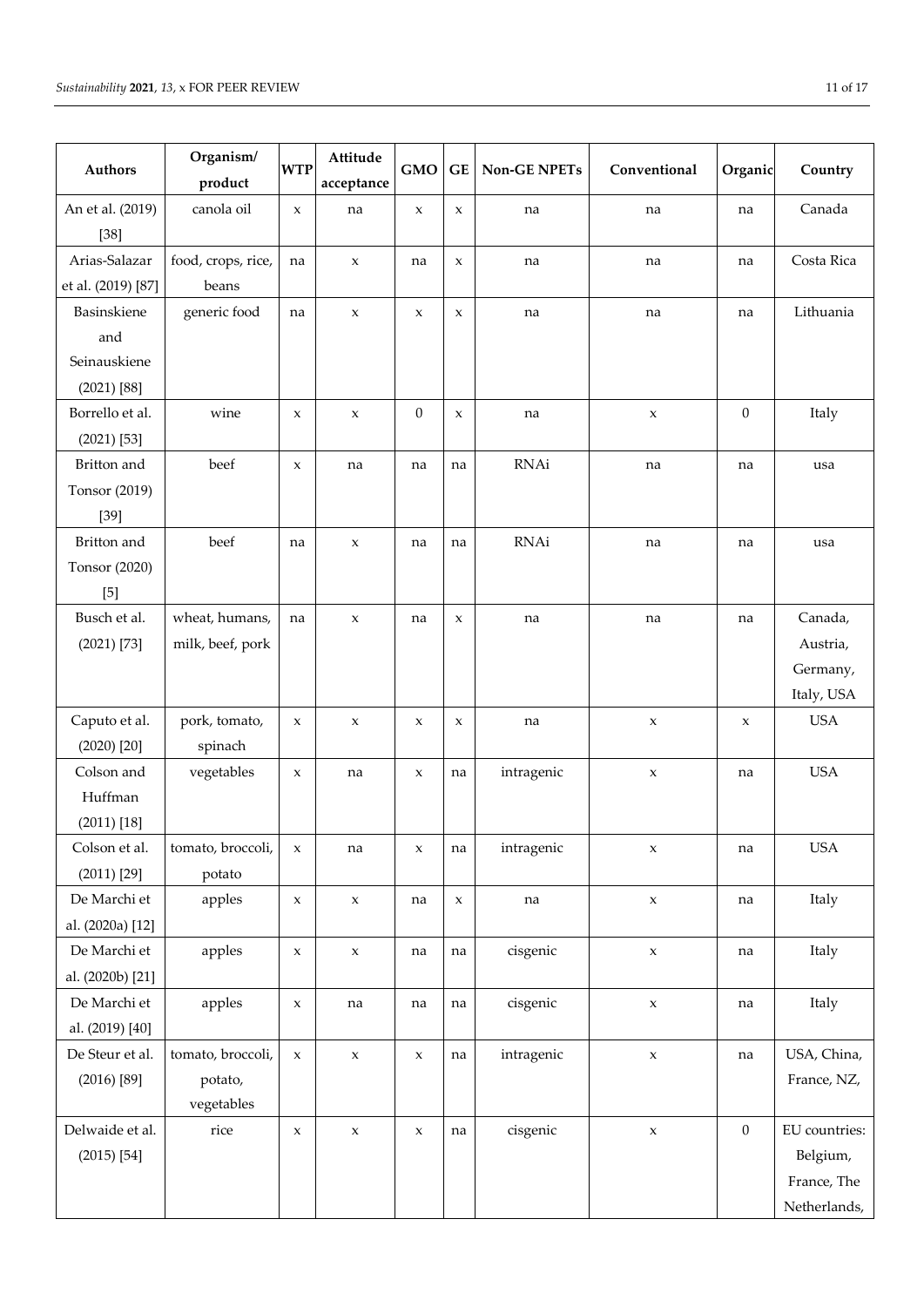| Authors | Organism/ product | WTP | Attitude acceptance | GMO | GE | Non-GE NPETs | Conventional | Organic | Country |
|---|---|---|---|---|---|---|---|---|---|
| An et al. (2019) [38] | canola oil | x | na | x | x | na | na | na | Canada |
| Arias-Salazar et al. (2019) [87] | food, crops, rice, beans | na | x | na | x | na | na | na | Costa Rica |
| Basinskiene and Seinauskiene (2021) [88] | generic food | na | x | x | x | na | na | na | Lithuania |
| Borrello et al. (2021) [53] | wine | x | x | 0 | x | na | x | 0 | Italy |
| Britton and Tonsor (2019) [39] | beef | x | na | na | na | RNAi | na | na | usa |
| Britton and Tonsor (2020) [5] | beef | na | x | na | na | RNAi | na | na | usa |
| Busch et al. (2021) [73] | wheat, humans, milk, beef, pork | na | x | na | x | na | na | na | Canada, Austria, Germany, Italy, USA |
| Caputo et al. (2020) [20] | pork, tomato, spinach | x | x | x | x | na | x | x | USA |
| Colson and Huffman (2011) [18] | vegetables | x | na | x | na | intragenic | x | na | USA |
| Colson et al. (2011) [29] | tomato, broccoli, potato | x | na | x | na | intragenic | x | na | USA |
| De Marchi et al. (2020a) [12] | apples | x | x | na | x | na | x | na | Italy |
| De Marchi et al. (2020b) [21] | apples | x | x | na | na | cisgenic | x | na | Italy |
| De Marchi et al. (2019) [40] | apples | x | na | na | na | cisgenic | x | na | Italy |
| De Steur et al. (2016) [89] | tomato, broccoli, potato, vegetables | x | x | x | na | intragenic | x | na | USA, China, France, NZ, |
| Delwaide et al. (2015) [54] | rice | x | x | x | na | cisgenic | x | 0 | EU countries: Belgium, France, The Netherlands, |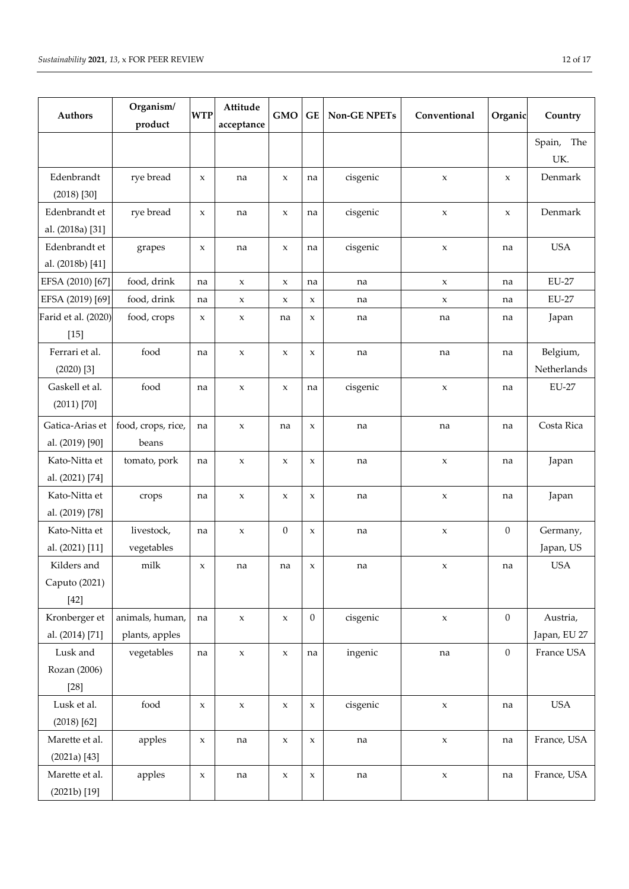| Authors | Organism/ product | WTP | Attitude acceptance | GMO | GE | Non-GE NPETs | Conventional | Organic | Country |
|---|---|---|---|---|---|---|---|---|---|
| | | | | | | | | | Spain, The UK. |
| Edenbrandt (2018) [30] | rye bread | x | na | x | na | cisgenic | x | x | Denmark |
| Edenbrandt et al. (2018a) [31] | rye bread | x | na | x | na | cisgenic | x | x | Denmark |
| Edenbrandt et al. (2018b) [41] | grapes | x | na | x | na | cisgenic | x | na | USA |
| EFSA (2010) [67] | food, drink | na | x | x | na | na | x | na | EU-27 |
| EFSA (2019) [69] | food, drink | na | x | x | x | na | x | na | EU-27 |
| Farid et al. (2020) [15] | food, crops | x | x | na | x | na | na | na | Japan |
| Ferrari et al. (2020) [3] | food | na | x | x | x | na | na | na | Belgium, Netherlands |
| Gaskell et al. (2011) [70] | food | na | x | x | na | cisgenic | x | na | EU-27 |
| Gatica-Arias et al. (2019) [90] | food, crops, rice, beans | na | x | na | x | na | na | na | Costa Rica |
| Kato-Nitta et al. (2021) [74] | tomato, pork | na | x | x | x | na | x | na | Japan |
| Kato-Nitta et al. (2019) [78] | crops | na | x | x | x | na | x | na | Japan |
| Kato-Nitta et al. (2021) [11] | livestock, vegetables | na | x | 0 | x | na | x | 0 | Germany, Japan, US |
| Kilders and Caputo (2021) [42] | milk | x | na | na | x | na | x | na | USA |
| Kronberger et al. (2014) [71] | animals, human, plants, apples | na | x | x | 0 | cisgenic | x | 0 | Austria, Japan, EU 27 |
| Lusk and Rozan (2006) [28] | vegetables | na | x | x | na | ingenic | na | 0 | France USA |
| Lusk et al. (2018) [62] | food | x | x | x | x | cisgenic | x | na | USA |
| Marette et al. (2021a) [43] | apples | x | na | x | x | na | x | na | France, USA |
| Marette et al. (2021b) [19] | apples | x | na | x | x | na | x | na | France, USA |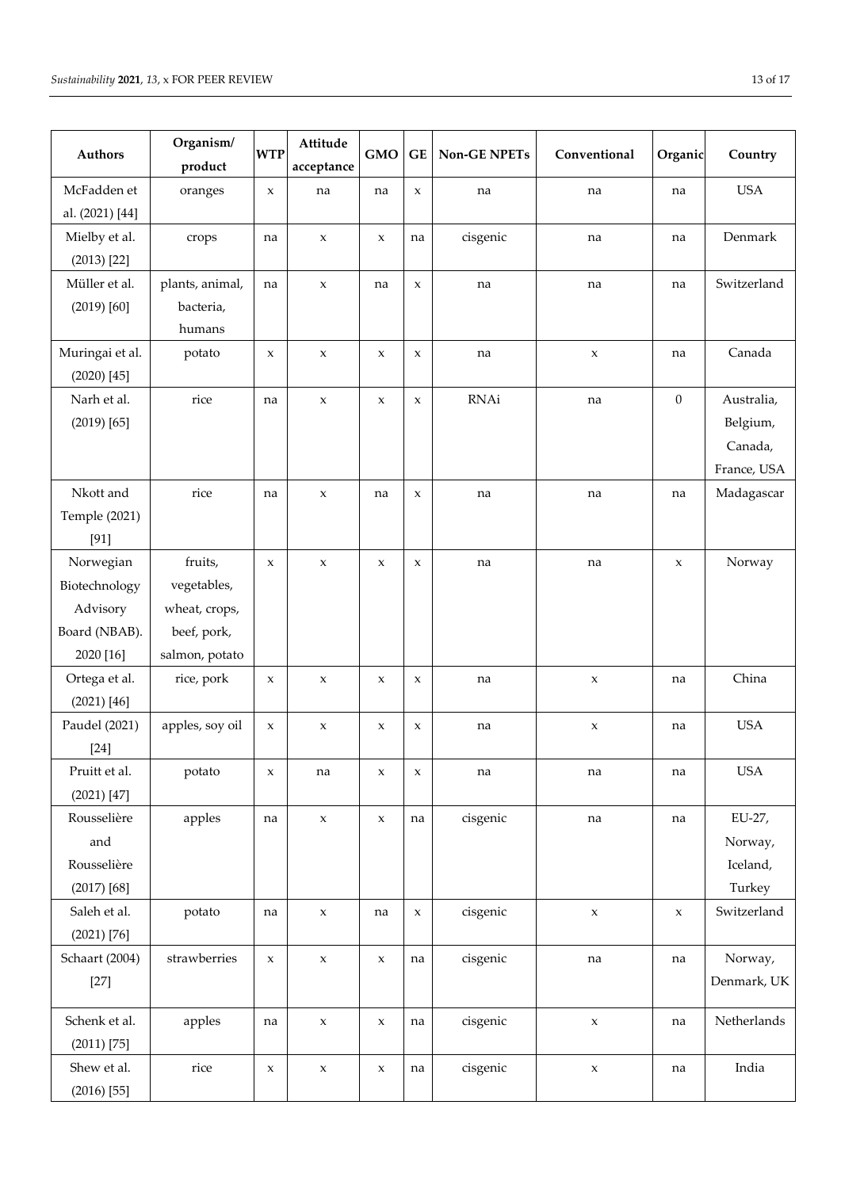| Authors | Organism/ product | WTP | Attitude acceptance | GMO | GE | Non-GE NPETs | Conventional | Organic | Country |
| --- | --- | --- | --- | --- | --- | --- | --- | --- | --- |
| McFadden et al. (2021) [44] | oranges | x | na | na | x | na | na | na | USA |
| Mielby et al. (2013) [22] | crops | na | x | x | na | cisgenic | na | na | Denmark |
| Müller et al. (2019) [60] | plants, animal, bacteria, humans | na | x | na | x | na | na | na | Switzerland |
| Muringai et al. (2020) [45] | potato | x | x | x | x | na | x | na | Canada |
| Narh et al. (2019) [65] | rice | na | x | x | x | RNAi | na | 0 | Australia, Belgium, Canada, France, USA |
| Nkott and Temple (2021) [91] | rice | na | x | na | x | na | na | na | Madagascar |
| Norwegian Biotechnology Advisory Board (NBAB). 2020 [16] | fruits, vegetables, wheat, crops, beef, pork, salmon, potato | x | x | x | x | na | na | x | Norway |
| Ortega et al. (2021) [46] | rice, pork | x | x | x | x | na | x | na | China |
| Paudel (2021) [24] | apples, soy oil | x | x | x | x | na | x | na | USA |
| Pruitt et al. (2021) [47] | potato | x | na | x | x | na | na | na | USA |
| Roussellère and Roussellère (2017) [68] | apples | na | x | x | na | cisgenic | na | na | EU-27, Norway, Iceland, Turkey |
| Saleh et al. (2021) [76] | potato | na | x | na | x | cisgenic | x | x | Switzerland |
| Schaart (2004) [27] | strawberries | x | x | x | na | cisgenic | na | na | Norway, Denmark, UK |
| Schenk et al. (2011) [75] | apples | na | x | x | na | cisgenic | x | na | Netherlands |
| Shew et al. (2016) [55] | rice | x | x | x | na | cisgenic | x | na | India |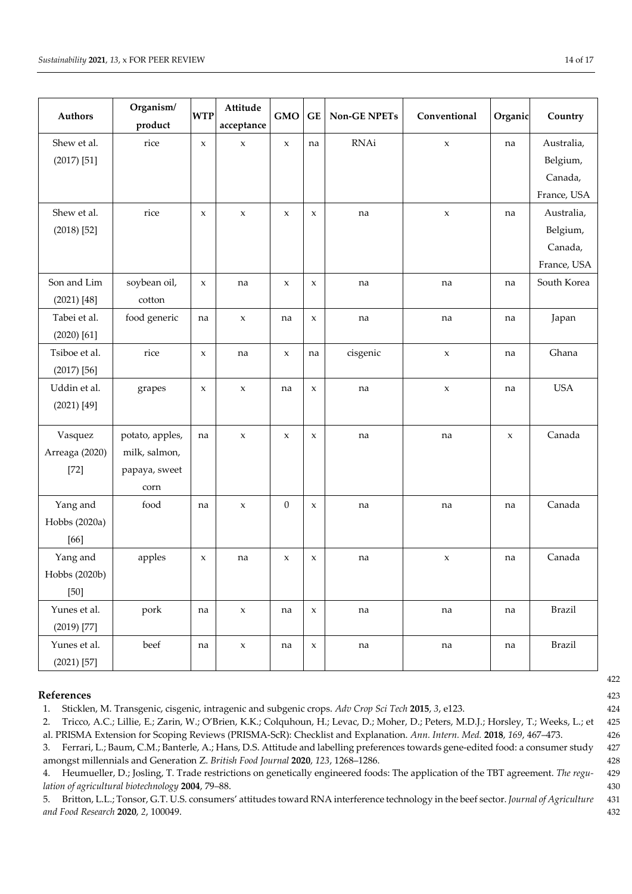| Authors | Organism/ product | WTP | Attitude acceptance | GMO | GE | Non-GE NPETs | Conventional | Organic | Country |
|---|---|---|---|---|---|---|---|---|---|
| Shew et al. (2017) [51] | rice | x | x | x | na | RNAi | x | na | Australia, Belgium, Canada, France, USA |
| Shew et al. (2018) [52] | rice | x | x | x | x | na | x | na | Australia, Belgium, Canada, France, USA |
| Son and Lim (2021) [48] | soybean oil, cotton | x | na | x | x | na | na | na | South Korea |
| Tabei et al. (2020) [61] | food generic | na | x | na | x | na | na | na | Japan |
| Tsiboe et al. (2017) [56] | rice | x | na | x | na | cisgenic | x | na | Ghana |
| Uddin et al. (2021) [49] | grapes | x | x | na | x | na | x | na | USA |
| Vasquez Arreaga (2020) [72] | potato, apples, milk, salmon, papaya, sweet corn | na | x | x | x | na | na | x | Canada |
| Yang and Hobbs (2020a) [66] | food | na | x | 0 | x | na | na | na | Canada |
| Yang and Hobbs (2020b) [50] | apples | x | na | x | x | na | x | na | Canada |
| Yunes et al. (2019) [77] | pork | na | x | na | x | na | na | na | Brazil |
| Yunes et al. (2021) [57] | beef | na | x | na | x | na | na | na | Brazil |

## References

1. Sticklen, M. Transgenic, cisgenic, intragenic and subgenic crops. *Adv Crop Sci Tech* **2015**, *3*, e123.
2. Tricco, A.C.; Lillie, E.; Zarin, W.; O'Brien, K.K.; Colquhoun, H.; Levac, D.; Moher, D.; Peters, M.D.J.; Horsley, T.; Weeks, L.; et al. PRISMA Extension for Scoping Reviews (PRISMA-ScR): Checklist and Explanation. *Ann. Intern. Med.* **2018**, *169*, 467–473.
3. Ferrari, L.; Baum, C.M.; Banterle, A.; Hans, D.S. Attitude and labelling preferences towards gene-edited food: a consumer study amongst millennials and Generation Z. *British Food Journal* **2020**, *123*, 1268–1286.
4. Heumueller, D.; Josling, T. Trade restrictions on genetically engineered foods: The application of the TBT agreement. *The regulation of agricultural biotechnology* **2004**, 79–88.
5. Britton, L.L.; Tonsor, G.T. U.S. consumers' attitudes toward RNA interference technology in the beef sector. *Journal of Agriculture and Food Research* **2020**, *2*, 100049.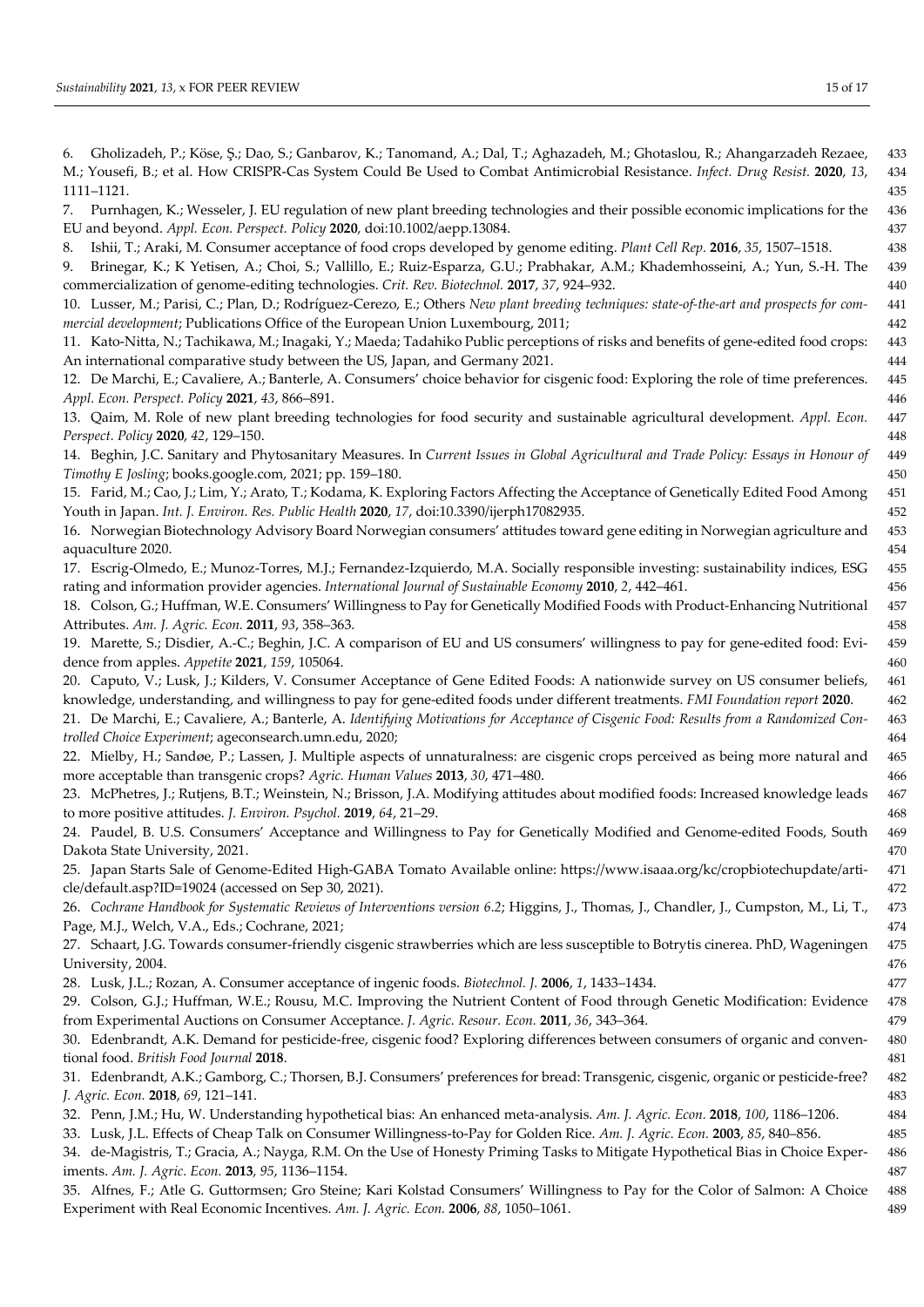6. Gholizadeh, P.; Köse, Ş.; Dao, S.; Ganbarov, K.; Tanomand, A.; Dal, T.; Aghazadeh, M.; Ghotaslou, R.; Ahangarzadeh Rezaee, M.; Yousefi, B.; et al. How CRISPR-Cas System Could Be Used to Combat Antimicrobial Resistance. *Infect. Drug Resist.* **2020**, *13*, 1111–1121.

7. Purnhagen, K.; Wesseler, J. EU regulation of new plant breeding technologies and their possible economic implications for the EU and beyond. *Appl. Econ. Perspect. Policy* **2020**, doi:10.1002/aepp.13084.

8. Ishii, T.; Araki, M. Consumer acceptance of food crops developed by genome editing. *Plant Cell Rep.* **2016**, *35*, 1507–1518.

9. Brinegar, K.; K Yetisen, A.; Choi, S.; Vallillo, E.; Ruiz-Esparza, G.U.; Prabhakar, A.M.; Khademhosseini, A.; Yun, S.-H. The commercialization of genome-editing technologies. *Crit. Rev. Biotechnol.* **2017**, *37*, 924–932.

10. Lusser, M.; Parisi, C.; Plan, D.; Rodríguez-Cerezo, E.; Others *New plant breeding techniques: state-of-the-art and prospects for commercial development*; Publications Office of the European Union Luxembourg, 2011;

11. Kato-Nitta, N.; Tachikawa, M.; Inagaki, Y.; Maeda; Tadahiko Public perceptions of risks and benefits of gene-edited food crops: An international comparative study between the US, Japan, and Germany 2021.

12. De Marchi, E.; Cavaliere, A.; Banterle, A. Consumers' choice behavior for cisgenic food: Exploring the role of time preferences. *Appl. Econ. Perspect. Policy* **2021**, *43*, 866–891.

13. Qaim, M. Role of new plant breeding technologies for food security and sustainable agricultural development. *Appl. Econ. Perspect. Policy* **2020**, *42*, 129–150.

14. Beghin, J.C. Sanitary and Phytosanitary Measures. In *Current Issues in Global Agricultural and Trade Policy: Essays in Honour of Timothy E Josling*; books.google.com, 2021; pp. 159–180.

15. Farid, M.; Cao, J.; Lim, Y.; Arato, T.; Kodama, K. Exploring Factors Affecting the Acceptance of Genetically Edited Food Among Youth in Japan. *Int. J. Environ. Res. Public Health* **2020**, *17*, doi:10.3390/ijerph17082935.

16. Norwegian Biotechnology Advisory Board Norwegian consumers' attitudes toward gene editing in Norwegian agriculture and aquaculture 2020.

17. Escrig-Olmedo, E.; Munoz-Torres, M.J.; Fernandez-Izquierdo, M.A. Socially responsible investing: sustainability indices, ESG rating and information provider agencies. *International Journal of Sustainable Economy* **2010**, *2*, 442–461.

18. Colson, G.; Huffman, W.E. Consumers' Willingness to Pay for Genetically Modified Foods with Product-Enhancing Nutritional Attributes. *Am. J. Agric. Econ.* **2011**, *93*, 358–363.

19. Marette, S.; Disdier, A.-C.; Beghin, J.C. A comparison of EU and US consumers' willingness to pay for gene-edited food: Evidence from apples. *Appetite* **2021**, *159*, 105064.

20. Caputo, V.; Lusk, J.; Kilders, V. Consumer Acceptance of Gene Edited Foods: A nationwide survey on US consumer beliefs, knowledge, understanding, and willingness to pay for gene-edited foods under different treatments. *FMI Foundation report* **2020**.

21. De Marchi, E.; Cavaliere, A.; Banterle, A. *Identifying Motivations for Acceptance of Cisgenic Food: Results from a Randomized Controlled Choice Experiment*; ageconsearch.umn.edu, 2020;

22. Mielby, H.; Sandøe, P.; Lassen, J. Multiple aspects of unnaturalness: are cisgenic crops perceived as being more natural and more acceptable than transgenic crops? *Agric. Human Values* **2013**, *30*, 471–480.

23. McPhetres, J.; Rutjens, B.T.; Weinstein, N.; Brisson, J.A. Modifying attitudes about modified foods: Increased knowledge leads to more positive attitudes. *J. Environ. Psychol.* **2019**, *64*, 21–29.

24. Paudel, B. U.S. Consumers' Acceptance and Willingness to Pay for Genetically Modified and Genome-edited Foods, South Dakota State University, 2021.

25. Japan Starts Sale of Genome-Edited High-GABA Tomato Available online: https://www.isaaa.org/kc/cropbiotechupdate/article/default.asp?ID=19024 (accessed on Sep 30, 2021).

26. *Cochrane Handbook for Systematic Reviews of Interventions version 6.2*; Higgins, J., Thomas, J., Chandler, J., Cumpston, M., Li, T., Page, M.J., Welch, V.A., Eds.; Cochrane, 2021;

27. Schaart, J.G. Towards consumer-friendly cisgenic strawberries which are less susceptible to Botrytis cinerea. PhD, Wageningen University, 2004.

28. Lusk, J.L.; Rozan, A. Consumer acceptance of ingenic foods. *Biotechnol. J.* **2006**, *1*, 1433–1434.

29. Colson, G.J.; Huffman, W.E.; Rousu, M.C. Improving the Nutrient Content of Food through Genetic Modification: Evidence from Experimental Auctions on Consumer Acceptance. *J. Agric. Resour. Econ.* **2011**, *36*, 343–364.

30. Edenbrandt, A.K. Demand for pesticide-free, cisgenic food? Exploring differences between consumers of organic and conventional food. *British Food Journal* **2018**.

31. Edenbrandt, A.K.; Gamborg, C.; Thorsen, B.J. Consumers' preferences for bread: Transgenic, cisgenic, organic or pesticide-free? *J. Agric. Econ.* **2018**, *69*, 121–141.

32. Penn, J.M.; Hu, W. Understanding hypothetical bias: An enhanced meta-analysis. *Am. J. Agric. Econ.* **2018**, *100*, 1186–1206.

33. Lusk, J.L. Effects of Cheap Talk on Consumer Willingness-to-Pay for Golden Rice. *Am. J. Agric. Econ.* **2003**, *85*, 840–856.

34. de-Magistris, T.; Gracia, A.; Nayga, R.M. On the Use of Honesty Priming Tasks to Mitigate Hypothetical Bias in Choice Experiments. *Am. J. Agric. Econ.* **2013**, *95*, 1136–1154.

35. Alfnes, F.; Atle G. Guttormsen; Gro Steine; Kari Kolstad Consumers' Willingness to Pay for the Color of Salmon: A Choice Experiment with Real Economic Incentives. *Am. J. Agric. Econ.* **2006**, *88*, 1050–1061.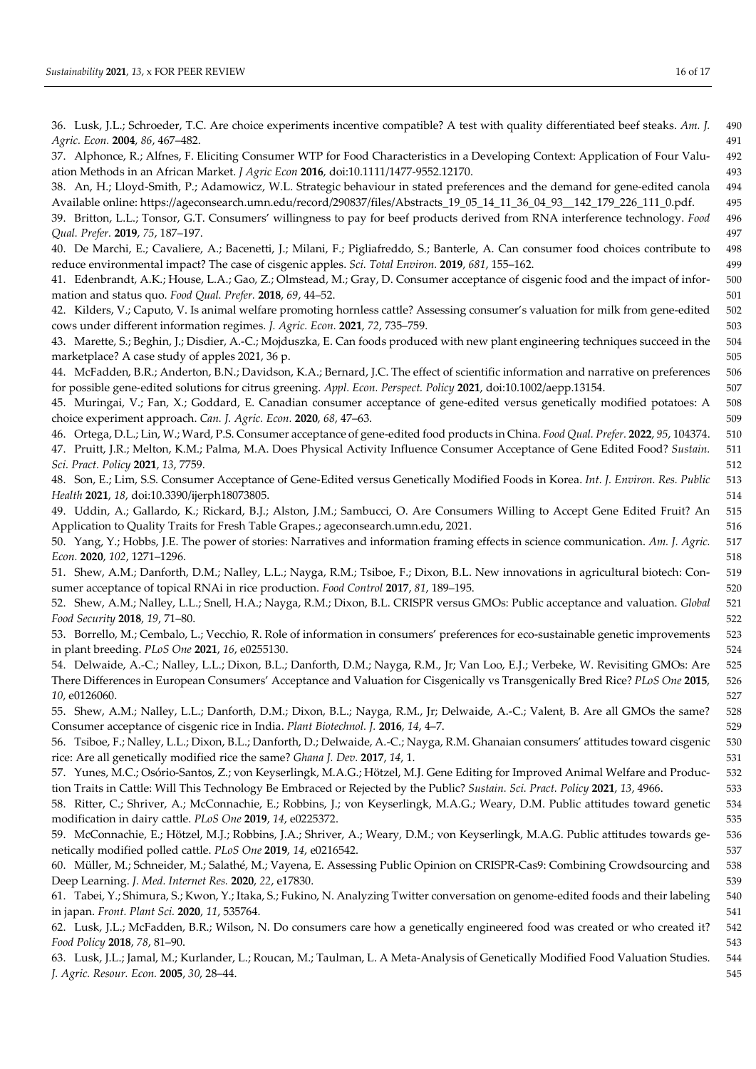36. Lusk, J.L.; Schroeder, T.C. Are choice experiments incentive compatible? A test with quality differentiated beef steaks. *Am. J. Agric. Econ.* **2004**, *86*, 467–482.
37. Alphonce, R.; Alfnes, F. Eliciting Consumer WTP for Food Characteristics in a Developing Context: Application of Four Valuation Methods in an African Market. *J Agric Econ* **2016**, doi:10.1111/1477-9552.12170.
38. An, H.; Lloyd-Smith, P.; Adamowicz, W.L. Strategic behaviour in stated preferences and the demand for gene-edited canola Available online: https://ageconsearch.umn.edu/record/290837/files/Abstracts_19_05_14_11_36_04_93__142_179_226_111_0.pdf.
39. Britton, L.L.; Tonsor, G.T. Consumers' willingness to pay for beef products derived from RNA interference technology. *Food Qual. Prefer.* **2019**, *75*, 187–197.
40. De Marchi, E.; Cavaliere, A.; Bacenetti, J.; Milani, F.; Pigliafreddo, S.; Banterle, A. Can consumer food choices contribute to reduce environmental impact? The case of cisgenic apples. *Sci. Total Environ.* **2019**, *681*, 155–162.
41. Edenbrandt, A.K.; House, L.A.; Gao, Z.; Olmstead, M.; Gray, D. Consumer acceptance of cisgenic food and the impact of information and status quo. *Food Qual. Prefer.* **2018**, *69*, 44–52.
42. Kilders, V.; Caputo, V. Is animal welfare promoting hornless cattle? Assessing consumer's valuation for milk from gene-edited cows under different information regimes. *J. Agric. Econ.* **2021**, *72*, 735–759.
43. Marette, S.; Beghin, J.; Disdier, A.-C.; Mojduszka, E. Can foods produced with new plant engineering techniques succeed in the marketplace? A case study of apples 2021, 36 p.
44. McFadden, B.R.; Anderton, B.N.; Davidson, K.A.; Bernard, J.C. The effect of scientific information and narrative on preferences for possible gene-edited solutions for citrus greening. *Appl. Econ. Perspect. Policy* **2021**, doi:10.1002/aepp.13154.
45. Muringai, V.; Fan, X.; Goddard, E. Canadian consumer acceptance of gene-edited versus genetically modified potatoes: A choice experiment approach. *Can. J. Agric. Econ.* **2020**, *68*, 47–63.
46. Ortega, D.L.; Lin, W.; Ward, P.S. Consumer acceptance of gene-edited food products in China. *Food Qual. Prefer.* **2022**, *95*, 104374.
47. Pruitt, J.R.; Melton, K.M.; Palma, M.A. Does Physical Activity Influence Consumer Acceptance of Gene Edited Food? *Sustain. Sci. Pract. Policy* **2021**, *13*, 7759.
48. Son, E.; Lim, S.S. Consumer Acceptance of Gene-Edited versus Genetically Modified Foods in Korea. *Int. J. Environ. Res. Public Health* **2021**, *18*, doi:10.3390/ijerph18073805.
49. Uddin, A.; Gallardo, K.; Rickard, B.J.; Alston, J.M.; Sambucci, O. Are Consumers Willing to Accept Gene Edited Fruit? An Application to Quality Traits for Fresh Table Grapes.; ageconsearch.umn.edu, 2021.
50. Yang, Y.; Hobbs, J.E. The power of stories: Narratives and information framing effects in science communication. *Am. J. Agric. Econ.* **2020**, *102*, 1271–1296.
51. Shew, A.M.; Danforth, D.M.; Nalley, L.L.; Nayga, R.M.; Tsiboe, F.; Dixon, B.L. New innovations in agricultural biotech: Consumer acceptance of topical RNAi in rice production. *Food Control* **2017**, *81*, 189–195.
52. Shew, A.M.; Nalley, L.L.; Snell, H.A.; Nayga, R.M.; Dixon, B.L. CRISPR versus GMOs: Public acceptance and valuation. *Global Food Security* **2018**, *19*, 71–80.
53. Borrello, M.; Cembalo, L.; Vecchio, R. Role of information in consumers' preferences for eco-sustainable genetic improvements in plant breeding. *PLoS One* **2021**, *16*, e0255130.
54. Delwaide, A.-C.; Nalley, L.L.; Dixon, B.L.; Danforth, D.M.; Nayga, R.M., Jr; Van Loo, E.J.; Verbeke, W. Revisiting GMOs: Are There Differences in European Consumers' Acceptance and Valuation for Cisgenically vs Transgenically Bred Rice? *PLoS One* **2015**, *10*, e0126060.
55. Shew, A.M.; Nalley, L.L.; Danforth, D.M.; Dixon, B.L.; Nayga, R.M., Jr; Delwaide, A.-C.; Valent, B. Are all GMOs the same? Consumer acceptance of cisgenic rice in India. *Plant Biotechnol. J.* **2016**, *14*, 4–7.
56. Tsiboe, F.; Nalley, L.L.; Dixon, B.L.; Danforth, D.; Delwaide, A.-C.; Nayga, R.M. Ghanaian consumers' attitudes toward cisgenic rice: Are all genetically modified rice the same? *Ghana J. Dev.* **2017**, *14*, 1.
57. Yunes, M.C.; Osório-Santos, Z.; von Keyserlingk, M.A.G.; Hötzel, M.J. Gene Editing for Improved Animal Welfare and Production Traits in Cattle: Will This Technology Be Embraced or Rejected by the Public? *Sustain. Sci. Pract. Policy* **2021**, *13*, 4966.
58. Ritter, C.; Shriver, A.; McConnachie, E.; Robbins, J.; von Keyserlingk, M.A.G.; Weary, D.M. Public attitudes toward genetic modification in dairy cattle. *PLoS One* **2019**, *14*, e0225372.
59. McConnachie, E.; Hötzel, M.J.; Robbins, J.A.; Shriver, A.; Weary, D.M.; von Keyserlingk, M.A.G. Public attitudes towards genetically modified polled cattle. *PLoS One* **2019**, *14*, e0216542.
60. Müller, M.; Schneider, M.; Salathé, M.; Vayena, E. Assessing Public Opinion on CRISPR-Cas9: Combining Crowdsourcing and Deep Learning. *J. Med. Internet Res.* **2020**, *22*, e17830.
61. Tabei, Y.; Shimura, S.; Kwon, Y.; Itaka, S.; Fukino, N. Analyzing Twitter conversation on genome-edited foods and their labeling in japan. *Front. Plant Sci.* **2020**, *11*, 535764.
62. Lusk, J.L.; McFadden, B.R.; Wilson, N. Do consumers care how a genetically engineered food was created or who created it? *Food Policy* **2018**, *78*, 81–90.
63. Lusk, J.L.; Jamal, M.; Kurlander, L.; Roucan, M.; Taulman, L. A Meta-Analysis of Genetically Modified Food Valuation Studies. *J. Agric. Resour. Econ.* **2005**, *30*, 28–44.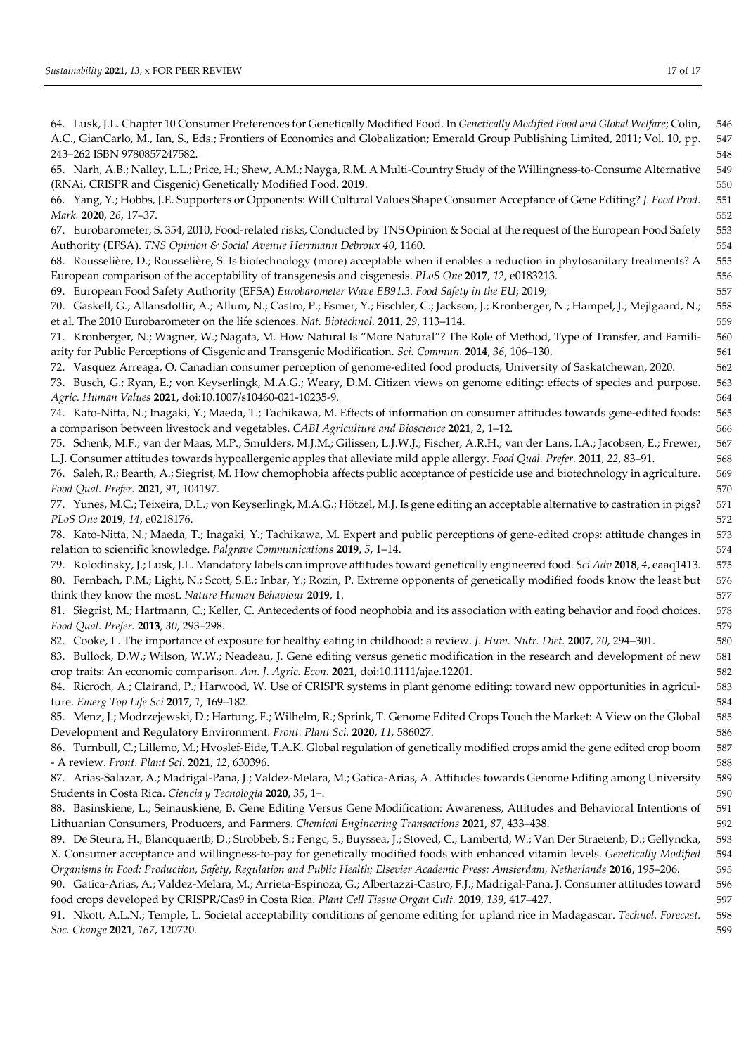64. Lusk, J.L. Chapter 10 Consumer Preferences for Genetically Modified Food. In *Genetically Modified Food and Global Welfare*; Colin, A.C., GianCarlo, M., Ian, S., Eds.; Frontiers of Economics and Globalization; Emerald Group Publishing Limited, 2011; Vol. 10, pp. 243–262 ISBN 9780857247582.

65. Narh, A.B.; Nalley, L.L.; Price, H.; Shew, A.M.; Nayga, R.M. A Multi-Country Study of the Willingness-to-Consume Alternative (RNAi, CRISPR and Cisgenic) Genetically Modified Food. **2019**.

66. Yang, Y.; Hobbs, J.E. Supporters or Opponents: Will Cultural Values Shape Consumer Acceptance of Gene Editing? *J. Food Prod. Mark.* **2020**, *26*, 17–37.

67. Eurobarometer, S. 354, 2010, Food-related risks, Conducted by TNS Opinion & Social at the request of the European Food Safety Authority (EFSA). *TNS Opinion & Social Avenue Herrmann Debroux 40*, 1160.

68. Rousselière, D.; Rousselière, S. Is biotechnology (more) acceptable when it enables a reduction in phytosanitary treatments? A European comparison of the acceptability of transgenesis and cisgenesis. *PLoS One* **2017**, *12*, e0183213.

69. European Food Safety Authority (EFSA) *Eurobarometer Wave EB91.3. Food Safety in the EU*; 2019;

70. Gaskell, G.; Allansdottir, A.; Allum, N.; Castro, P.; Esmer, Y.; Fischler, C.; Jackson, J.; Kronberger, N.; Hampel, J.; Mejlgaard, N.; et al. The 2010 Eurobarometer on the life sciences. *Nat. Biotechnol.* **2011**, *29*, 113–114.

71. Kronberger, N.; Wagner, W.; Nagata, M. How Natural Is "More Natural"? The Role of Method, Type of Transfer, and Familiarity for Public Perceptions of Cisgenic and Transgenic Modification. *Sci. Commun.* **2014**, *36*, 106–130.

72. Vasquez Arreaga, O. Canadian consumer perception of genome-edited food products, University of Saskatchewan, 2020.

73. Busch, G.; Ryan, E.; von Keyserlingk, M.A.G.; Weary, D.M. Citizen views on genome editing: effects of species and purpose. *Agric. Human Values* **2021**, doi:10.1007/s10460-021-10235-9.

74. Kato-Nitta, N.; Inagaki, Y.; Maeda, T.; Tachikawa, M. Effects of information on consumer attitudes towards gene-edited foods: a comparison between livestock and vegetables. *CABI Agriculture and Bioscience* **2021**, *2*, 1–12.

75. Schenk, M.F.; van der Maas, M.P.; Smulders, M.J.M.; Gilissen, L.J.W.J.; Fischer, A.R.H.; van der Lans, I.A.; Jacobsen, E.; Frewer, L.J. Consumer attitudes towards hypoallergenic apples that alleviate mild apple allergy. *Food Qual. Prefer.* **2011**, *22*, 83–91.

76. Saleh, R.; Bearth, A.; Siegrist, M. How chemophobia affects public acceptance of pesticide use and biotechnology in agriculture. *Food Qual. Prefer.* **2021**, *91*, 104197.

77. Yunes, M.C.; Teixeira, D.L.; von Keyserlingk, M.A.G.; Hötzel, M.J. Is gene editing an acceptable alternative to castration in pigs? *PLoS One* **2019**, *14*, e0218176.

78. Kato-Nitta, N.; Maeda, T.; Inagaki, Y.; Tachikawa, M. Expert and public perceptions of gene-edited crops: attitude changes in relation to scientific knowledge. *Palgrave Communications* **2019**, *5*, 1–14.

79. Kolodinsky, J.; Lusk, J.L. Mandatory labels can improve attitudes toward genetically engineered food. *Sci Adv* **2018**, *4*, eaaq1413.

80. Fernbach, P.M.; Light, N.; Scott, S.E.; Inbar, Y.; Rozin, P. Extreme opponents of genetically modified foods know the least but think they know the most. *Nature Human Behaviour* **2019**, 1.

81. Siegrist, M.; Hartmann, C.; Keller, C. Antecedents of food neophobia and its association with eating behavior and food choices. *Food Qual. Prefer.* **2013**, *30*, 293–298.

82. Cooke, L. The importance of exposure for healthy eating in childhood: a review. *J. Hum. Nutr. Diet.* **2007**, *20*, 294–301.

83. Bullock, D.W.; Wilson, W.W.; Neadeau, J. Gene editing versus genetic modification in the research and development of new crop traits: An economic comparison. *Am. J. Agric. Econ.* **2021**, doi:10.1111/ajae.12201.

84. Ricroch, A.; Clairand, P.; Harwood, W. Use of CRISPR systems in plant genome editing: toward new opportunities in agriculture. *Emerg Top Life Sci* **2017**, *1*, 169–182.

85. Menz, J.; Modrzejewski, D.; Hartung, F.; Wilhelm, R.; Sprink, T. Genome Edited Crops Touch the Market: A View on the Global Development and Regulatory Environment. *Front. Plant Sci.* **2020**, *11*, 586027.

86. Turnbull, C.; Lillemo, M.; Hvoslef-Eide, T.A.K. Global regulation of genetically modified crops amid the gene edited crop boom - A review. *Front. Plant Sci.* **2021**, *12*, 630396.

87. Arias-Salazar, A.; Madrigal-Pana, J.; Valdez-Melara, M.; Gatica-Arias, A. Attitudes towards Genome Editing among University Students in Costa Rica. *Ciencia y Tecnología* **2020**, *35*, 1+.

88. Basinskiene, L.; Seinauskiene, B. Gene Editing Versus Gene Modification: Awareness, Attitudes and Behavioral Intentions of Lithuanian Consumers, Producers, and Farmers. *Chemical Engineering Transactions* **2021**, *87*, 433–438.

89. De Steura, H.; Blancquaertb, D.; Strobbeb, S.; Fengc, S.; Buyssea, J.; Stoved, C.; Lambertd, W.; Van Der Straetenb, D.; Gellyncka, X. Consumer acceptance and willingness-to-pay for genetically modified foods with enhanced vitamin levels. *Genetically Modified Organisms in Food: Production, Safety, Regulation and Public Health; Elsevier Academic Press: Amsterdam, Netherlands* **2016**, 195–206.

90. Gatica-Arias, A.; Valdez-Melara, M.; Arrieta-Espinoza, G.; Albertazzi-Castro, F.J.; Madrigal-Pana, J. Consumer attitudes toward food crops developed by CRISPR/Cas9 in Costa Rica. *Plant Cell Tissue Organ Cult.* **2019**, *139*, 417–427.

91. Nkott, A.L.N.; Temple, L. Societal acceptability conditions of genome editing for upland rice in Madagascar. *Technol. Forecast. Soc. Change* **2021**, *167*, 120720.